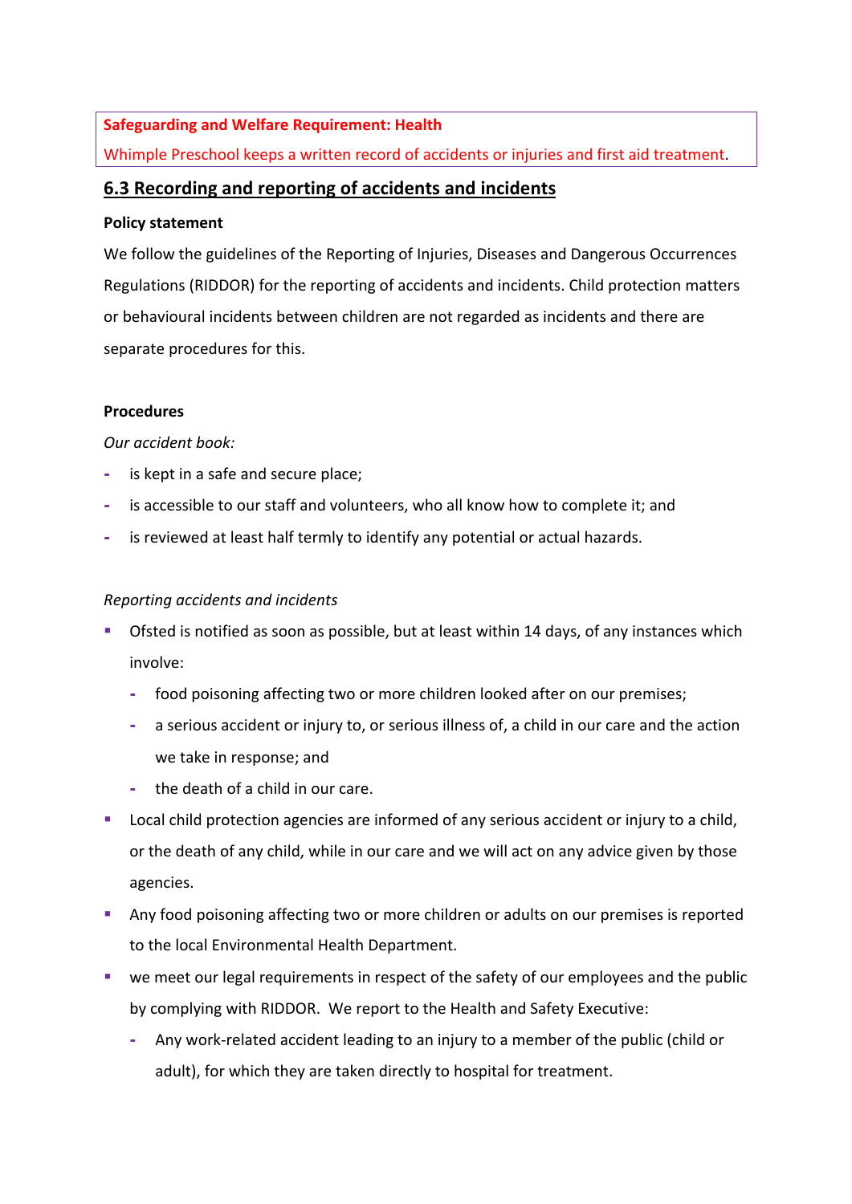**Safeguarding and Welfare Requirement: Health**

Whimple Preschool keeps a written record of accidents or injuries and first aid treatment.

## 6.3 Recording and reporting of accidents and incidents

**Policy statement**

We follow the guidelines of the Reporting of Injuries, Diseases and Dangerous Occurrences Regulations (RIDDOR) for the reporting of accidents and incidents. Child protection matters or behavioural incidents between children are not regarded as incidents and there are separate procedures for this.

**Procedures**

*Our accident book:*

- is kept in a safe and secure place;
- is accessible to our staff and volunteers, who all know how to complete it; and
- is reviewed at least half termly to identify any potential or actual hazards.

*Reporting accidents and incidents*

- Ofsted is notified as soon as possible, but at least within 14 days, of any instances which involve:
  - food poisoning affecting two or more children looked after on our premises;
  - a serious accident or injury to, or serious illness of, a child in our care and the action we take in response; and
  - the death of a child in our care.
- Local child protection agencies are informed of any serious accident or injury to a child, or the death of any child, while in our care and we will act on any advice given by those agencies.
- Any food poisoning affecting two or more children or adults on our premises is reported to the local Environmental Health Department.
- we meet our legal requirements in respect of the safety of our employees and the public by complying with RIDDOR. We report to the Health and Safety Executive:
  - Any work-related accident leading to an injury to a member of the public (child or adult), for which they are taken directly to hospital for treatment.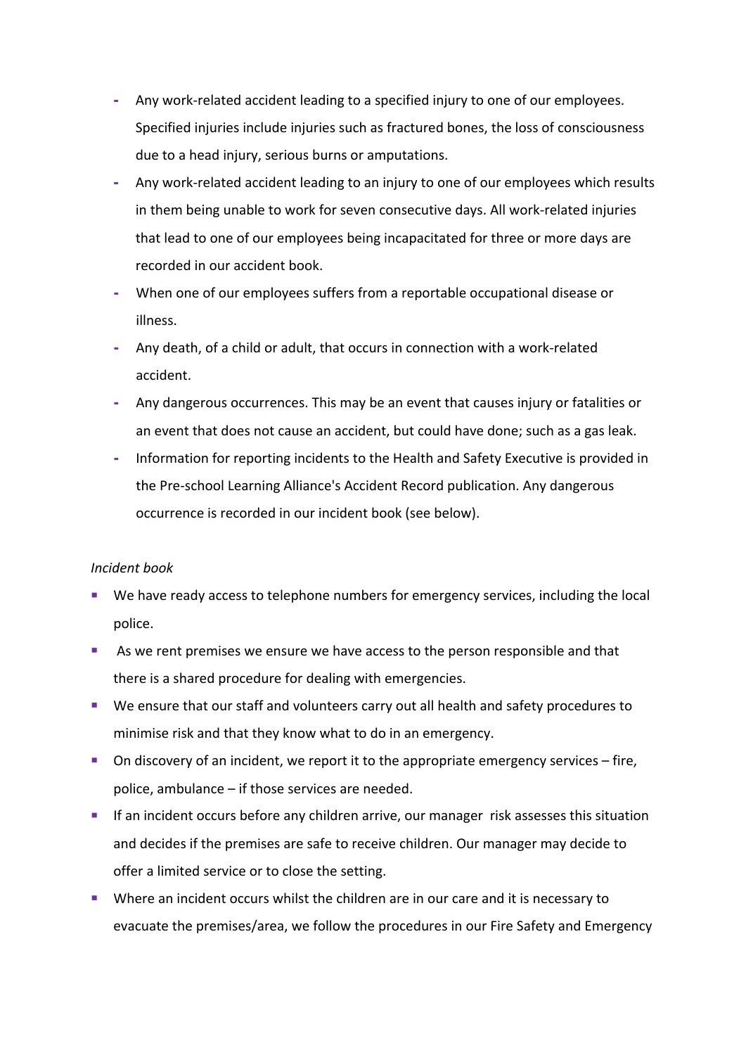- Any work-related accident leading to a specified injury to one of our employees. Specified injuries include injuries such as fractured bones, the loss of consciousness due to a head injury, serious burns or amputations.
- Any work-related accident leading to an injury to one of our employees which results in them being unable to work for seven consecutive days. All work-related injuries that lead to one of our employees being incapacitated for three or more days are recorded in our accident book.
- When one of our employees suffers from a reportable occupational disease or illness.
- Any death, of a child or adult, that occurs in connection with a work-related accident.
- Any dangerous occurrences. This may be an event that causes injury or fatalities or an event that does not cause an accident, but could have done; such as a gas leak.
- Information for reporting incidents to the Health and Safety Executive is provided in the Pre-school Learning Alliance's Accident Record publication. Any dangerous occurrence is recorded in our incident book (see below).

*Incident book*

- We have ready access to telephone numbers for emergency services, including the local police.
- As we rent premises we ensure we have access to the person responsible and that there is a shared procedure for dealing with emergencies.
- We ensure that our staff and volunteers carry out all health and safety procedures to minimise risk and that they know what to do in an emergency.
- On discovery of an incident, we report it to the appropriate emergency services – fire, police, ambulance – if those services are needed.
- If an incident occurs before any children arrive, our manager risk assesses this situation and decides if the premises are safe to receive children. Our manager may decide to offer a limited service or to close the setting.
- Where an incident occurs whilst the children are in our care and it is necessary to evacuate the premises/area, we follow the procedures in our Fire Safety and Emergency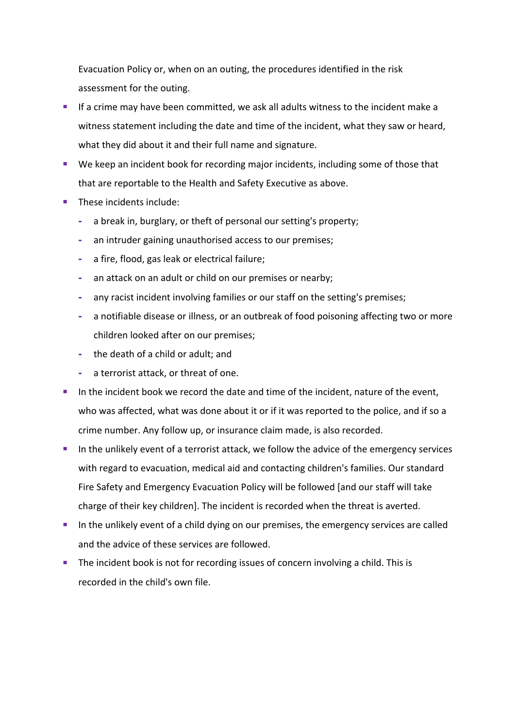Evacuation Policy or, when on an outing, the procedures identified in the risk assessment for the outing.

- If a crime may have been committed, we ask all adults witness to the incident make a witness statement including the date and time of the incident, what they saw or heard, what they did about it and their full name and signature.
- We keep an incident book for recording major incidents, including some of those that that are reportable to the Health and Safety Executive as above.
- These incidents include:
  - a break in, burglary, or theft of personal our setting's property;
  - an intruder gaining unauthorised access to our premises;
  - a fire, flood, gas leak or electrical failure;
  - an attack on an adult or child on our premises or nearby;
  - any racist incident involving families or our staff on the setting's premises;
  - a notifiable disease or illness, or an outbreak of food poisoning affecting two or more children looked after on our premises;
  - the death of a child or adult; and
  - a terrorist attack, or threat of one.
- In the incident book we record the date and time of the incident, nature of the event, who was affected, what was done about it or if it was reported to the police, and if so a crime number. Any follow up, or insurance claim made, is also recorded.
- In the unlikely event of a terrorist attack, we follow the advice of the emergency services with regard to evacuation, medical aid and contacting children's families. Our standard Fire Safety and Emergency Evacuation Policy will be followed [and our staff will take charge of their key children]. The incident is recorded when the threat is averted.
- In the unlikely event of a child dying on our premises, the emergency services are called and the advice of these services are followed.
- The incident book is not for recording issues of concern involving a child. This is recorded in the child's own file.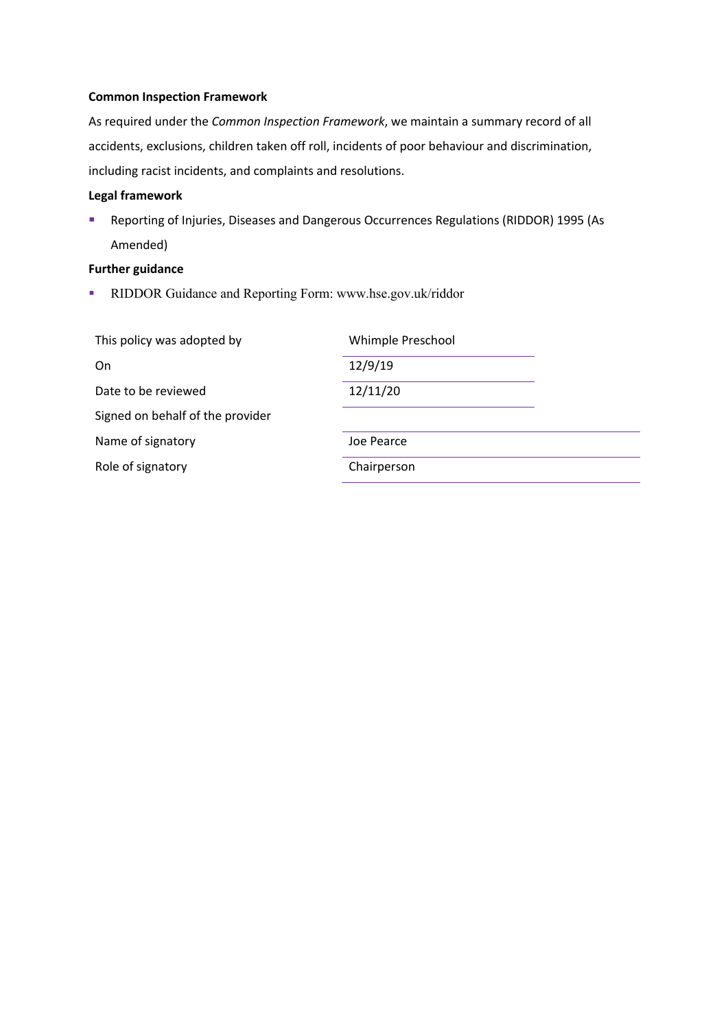**Common Inspection Framework**

As required under the *Common Inspection Framework*, we maintain a summary record of all accidents, exclusions, children taken off roll, incidents of poor behaviour and discrimination, including racist incidents, and complaints and resolutions.

**Legal framework**

- Reporting of Injuries, Diseases and Dangerous Occurrences Regulations (RIDDOR) 1995 (As Amended)

**Further guidance**

- RIDDOR Guidance and Reporting Form: www.hse.gov.uk/riddor

| | |
|---|---|
| This policy was adopted by | Whimple Preschool |
| On | 12/9/19 |
| Date to be reviewed | 12/11/20 |
| Signed on behalf of the provider | |
| Name of signatory | Joe Pearce |
| Role of signatory | Chairperson |